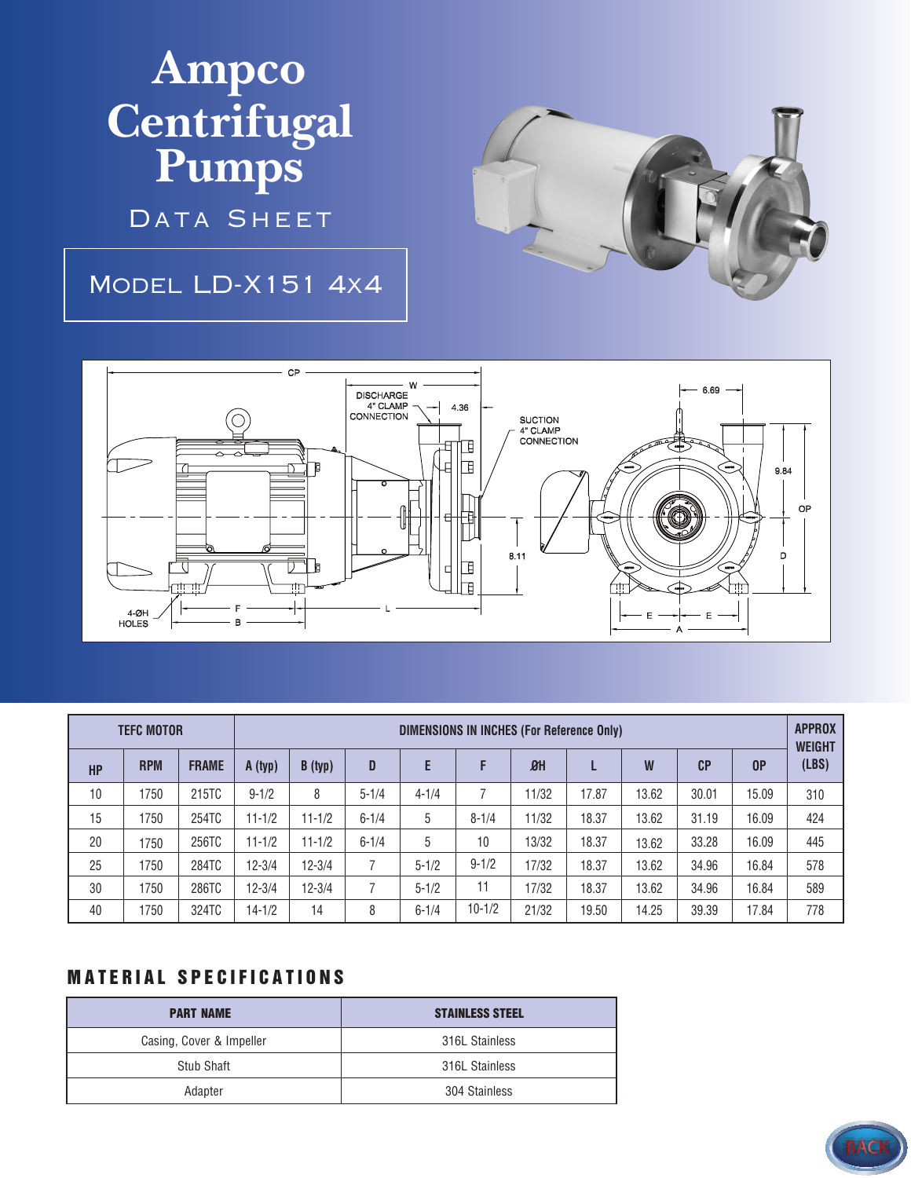# Ampco Centrifugal Pumps

## Data Sheet

## Model LD-X151 4x4

| TEFC MOTOR | | | DIMENSIONS IN INCHES (For Reference Only) | | | | | | | | | | APPROX WEIGHT (LBS) |
|---|---|---|---|---|---|---|---|---|---|---|---|---|---|
| HP | RPM | FRAME | A (typ) | B (typ) | D | E | F | ØH | L | W | CP | OP | |
| 10 | 1750 | 215TC | 9-1/2 | 8 | 5-1/4 | 4-1/4 | 7 | 11/32 | 17.87 | 13.62 | 30.01 | 15.09 | 310 |
| 15 | 1750 | 254TC | 11-1/2 | 11-1/2 | 6-1/4 | 5 | 8-1/4 | 11/32 | 18.37 | 13.62 | 31.19 | 16.09 | 424 |
| 20 | 1750 | 256TC | 11-1/2 | 11-1/2 | 6-1/4 | 5 | 10 | 13/32 | 18.37 | 13.62 | 33.28 | 16.09 | 445 |
| 25 | 1750 | 284TC | 12-3/4 | 12-3/4 | 7 | 5-1/2 | 9-1/2 | 17/32 | 18.37 | 13.62 | 34.96 | 16.84 | 578 |
| 30 | 1750 | 286TC | 12-3/4 | 12-3/4 | 7 | 5-1/2 | 11 | 17/32 | 18.37 | 13.62 | 34.96 | 16.84 | 589 |
| 40 | 1750 | 324TC | 14-1/2 | 14 | 8 | 6-1/4 | 10-1/2 | 21/32 | 19.50 | 14.25 | 39.39 | 17.84 | 778 |

## MATERIAL SPECIFICATIONS

| PART NAME | STAINLESS STEEL |
|---|---|
| Casing, Cover & Impeller | 316L Stainless |
| Stub Shaft | 316L Stainless |
| Adapter | 304 Stainless |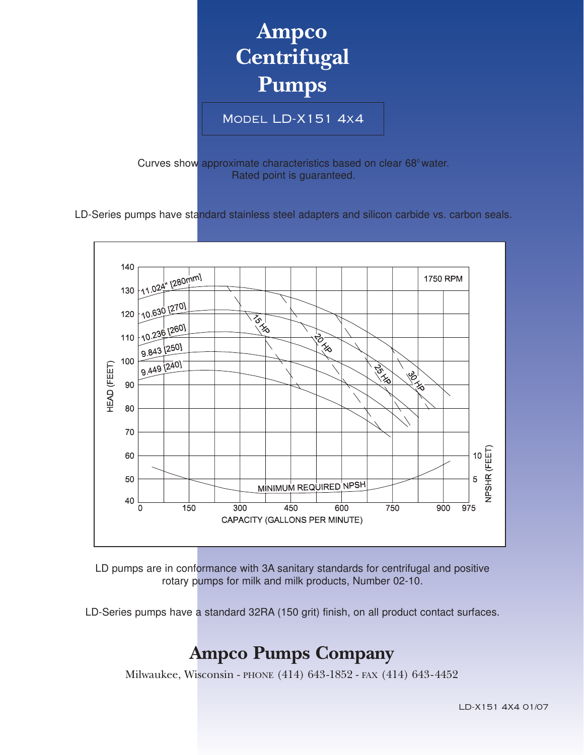# Ampco Centrifugal Pumps

## Model LD-X151 4x4

Curves show approximate characteristics based on clear 68° water.
Rated point is guaranteed.

LD-Series pumps have standard stainless steel adapters and silicon carbide vs. carbon seals.

1750 RPM

11.024" [280mm]
10.630 [270]
10.236 [260]
9.843 [250]
9.449 [240]

15 HP
20 HP
25 HP
30 HP

MINIMUM REQUIRED NPSH

HEAD (FEET)
140
130
120
110
100
90
80
70
60
50
40

NPSHR (FEET)
10
5

CAPACITY (GALLONS PER MINUTE)
0
150
300
450
600
750
900
975

LD pumps are in conformance with 3A sanitary standards for centrifugal and positive rotary pumps for milk and milk products, Number 02-10.

LD-Series pumps have a standard 32RA (150 grit) finish, on all product contact surfaces.

## Ampco Pumps Company

Milwaukee, Wisconsin - PHONE (414) 643-1852 - FAX (414) 643-4452

LD-X151 4X4 01/07